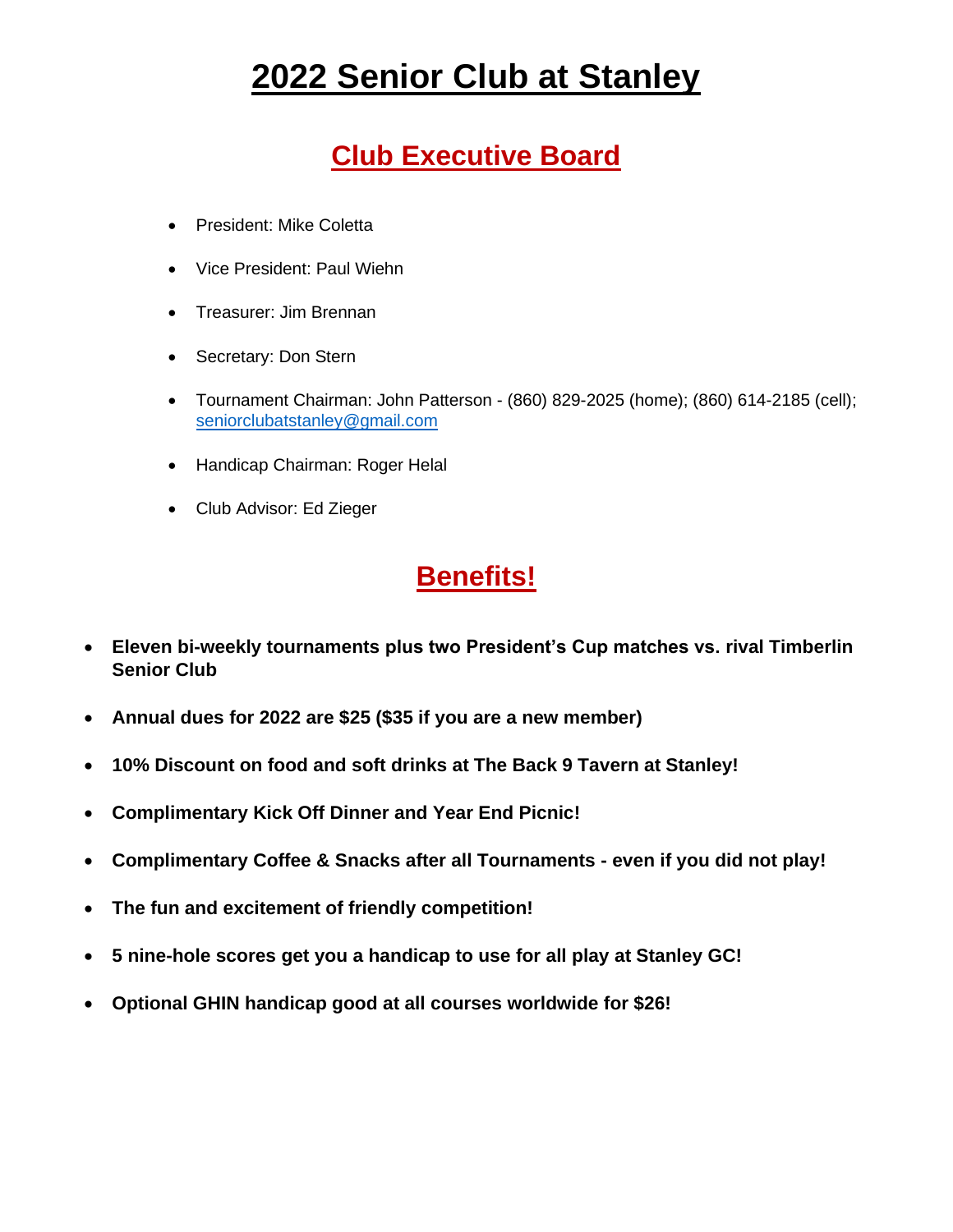# 2022 Senior Club at Stanley

## Club Executive Board

- President: Mike Coletta
- Vice President: Paul Wiehn
- Treasurer: Jim Brennan
- Secretary: Don Stern
- Tournament Chairman: John Patterson - (860) 829-2025 (home); (860) 614-2185 (cell); seniorclubatstanley@gmail.com
- Handicap Chairman: Roger Helal
- Club Advisor: Ed Zieger

## Benefits!

- **Eleven bi-weekly tournaments plus two President's Cup matches vs. rival Timberlin Senior Club**
- **Annual dues for 2022 are $25 ($35 if you are a new member)**
- **10% Discount on food and soft drinks at The Back 9 Tavern at Stanley!**
- **Complimentary Kick Off Dinner and Year End Picnic!**
- **Complimentary Coffee & Snacks after all Tournaments - even if you did not play!**
- **The fun and excitement of friendly competition!**
- **5 nine-hole scores get you a handicap to use for all play at Stanley GC!**
- **Optional GHIN handicap good at all courses worldwide for $26!**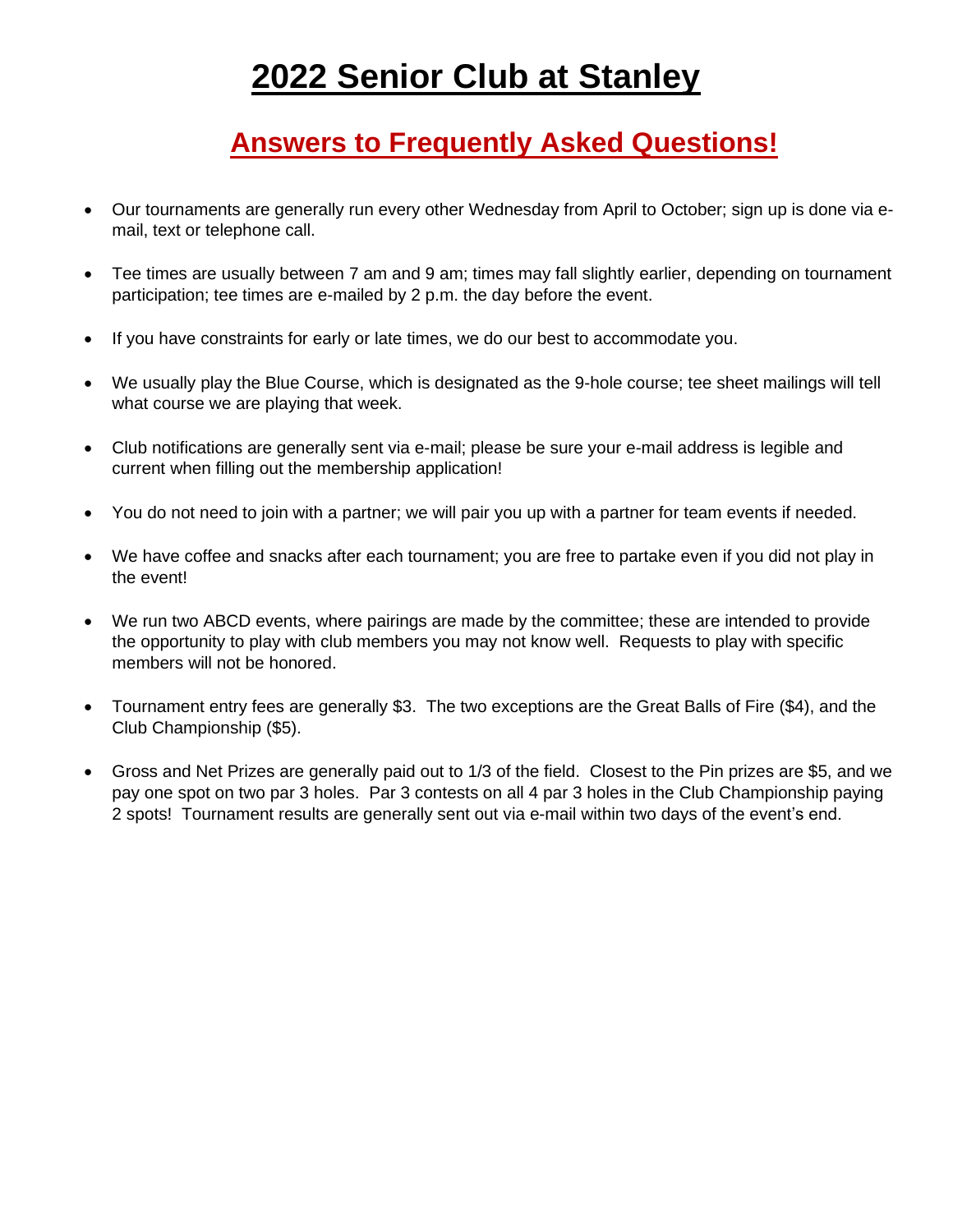# 2022 Senior Club at Stanley

## Answers to Frequently Asked Questions!

- Our tournaments are generally run every other Wednesday from April to October; sign up is done via e-mail, text or telephone call.
- Tee times are usually between 7 am and 9 am; times may fall slightly earlier, depending on tournament participation; tee times are e-mailed by 2 p.m. the day before the event.
- If you have constraints for early or late times, we do our best to accommodate you.
- We usually play the Blue Course, which is designated as the 9-hole course; tee sheet mailings will tell what course we are playing that week.
- Club notifications are generally sent via e-mail; please be sure your e-mail address is legible and current when filling out the membership application!
- You do not need to join with a partner; we will pair you up with a partner for team events if needed.
- We have coffee and snacks after each tournament; you are free to partake even if you did not play in the event!
- We run two ABCD events, where pairings are made by the committee; these are intended to provide the opportunity to play with club members you may not know well. Requests to play with specific members will not be honored.
- Tournament entry fees are generally $3. The two exceptions are the Great Balls of Fire ($4), and the Club Championship ($5).
- Gross and Net Prizes are generally paid out to 1/3 of the field. Closest to the Pin prizes are $5, and we pay one spot on two par 3 holes. Par 3 contests on all 4 par 3 holes in the Club Championship paying 2 spots! Tournament results are generally sent out via e-mail within two days of the event's end.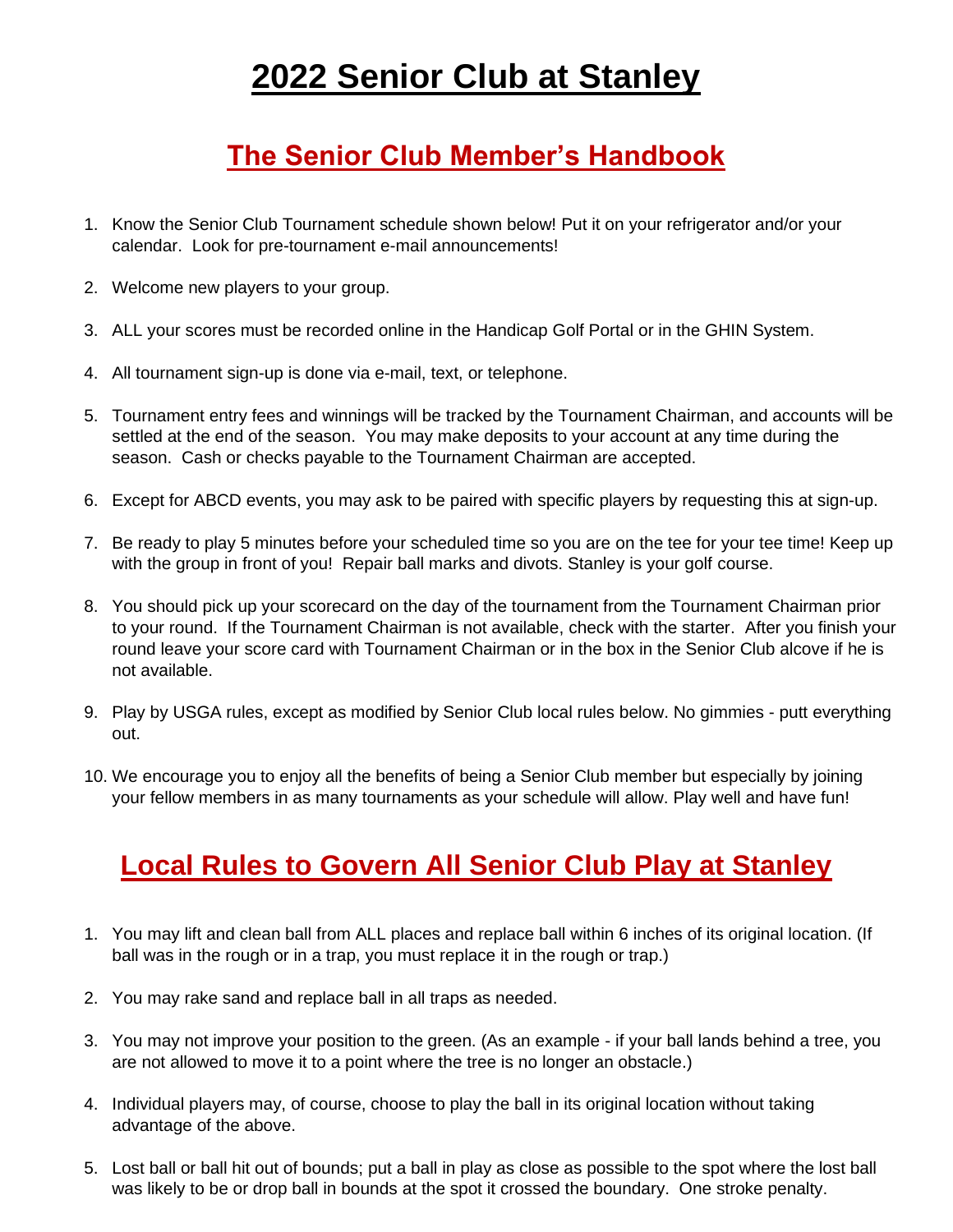# 2022 Senior Club at Stanley

## The Senior Club Member's Handbook

1. Know the Senior Club Tournament schedule shown below! Put it on your refrigerator and/or your calendar. Look for pre-tournament e-mail announcements!

2. Welcome new players to your group.

3. ALL your scores must be recorded online in the Handicap Golf Portal or in the GHIN System.

4. All tournament sign-up is done via e-mail, text, or telephone.

5. Tournament entry fees and winnings will be tracked by the Tournament Chairman, and accounts will be settled at the end of the season. You may make deposits to your account at any time during the season. Cash or checks payable to the Tournament Chairman are accepted.

6. Except for ABCD events, you may ask to be paired with specific players by requesting this at sign-up.

7. Be ready to play 5 minutes before your scheduled time so you are on the tee for your tee time! Keep up with the group in front of you! Repair ball marks and divots. Stanley is your golf course.

8. You should pick up your scorecard on the day of the tournament from the Tournament Chairman prior to your round. If the Tournament Chairman is not available, check with the starter. After you finish your round leave your score card with Tournament Chairman or in the box in the Senior Club alcove if he is not available.

9. Play by USGA rules, except as modified by Senior Club local rules below. No gimmies - putt everything out.

10. We encourage you to enjoy all the benefits of being a Senior Club member but especially by joining your fellow members in as many tournaments as your schedule will allow. Play well and have fun!

## Local Rules to Govern All Senior Club Play at Stanley

1. You may lift and clean ball from ALL places and replace ball within 6 inches of its original location. (If ball was in the rough or in a trap, you must replace it in the rough or trap.)

2. You may rake sand and replace ball in all traps as needed.

3. You may not improve your position to the green. (As an example - if your ball lands behind a tree, you are not allowed to move it to a point where the tree is no longer an obstacle.)

4. Individual players may, of course, choose to play the ball in its original location without taking advantage of the above.

5. Lost ball or ball hit out of bounds; put a ball in play as close as possible to the spot where the lost ball was likely to be or drop ball in bounds at the spot it crossed the boundary. One stroke penalty.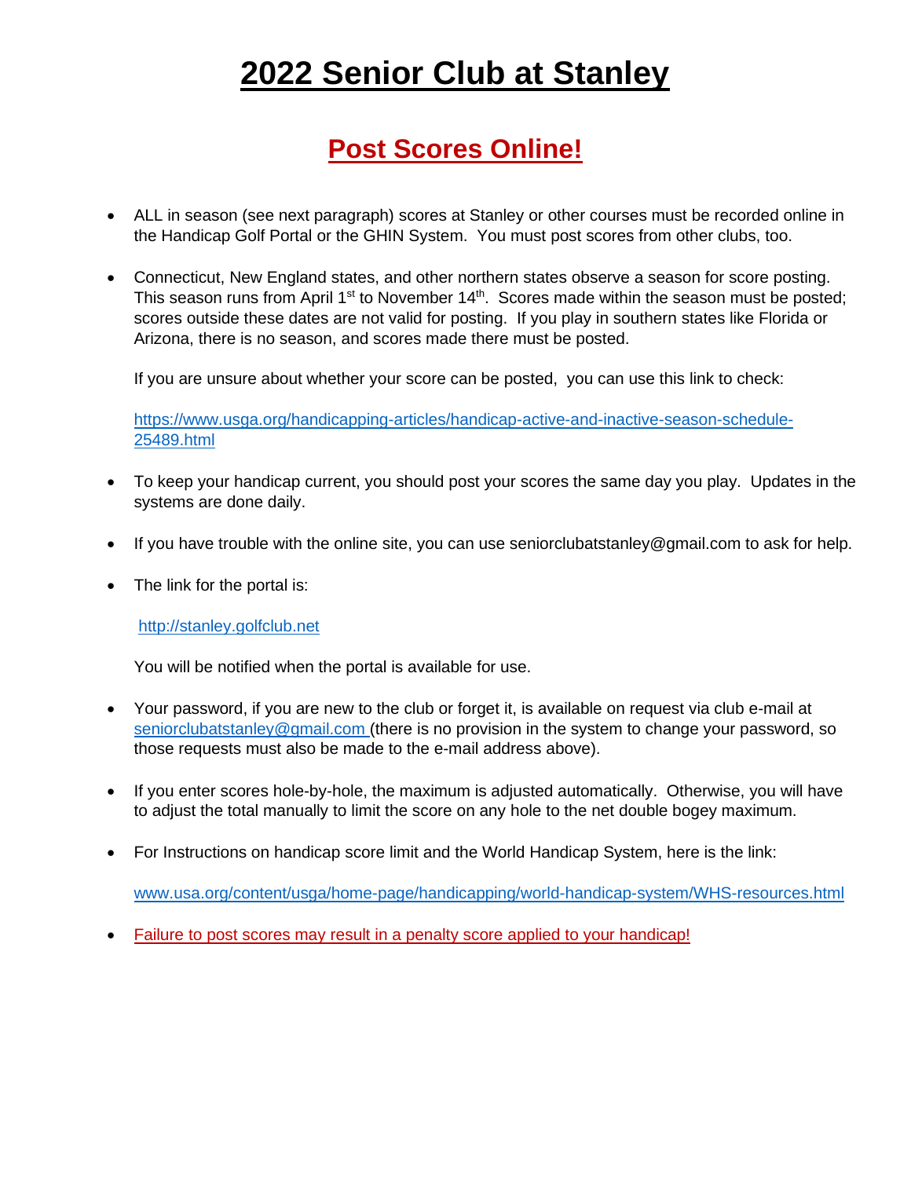# 2022 Senior Club at Stanley

## Post Scores Online!

- ALL in season (see next paragraph) scores at Stanley or other courses must be recorded online in the Handicap Golf Portal or the GHIN System. You must post scores from other clubs, too.

- Connecticut, New England states, and other northern states observe a season for score posting. This season runs from April 1st to November 14th. Scores made within the season must be posted; scores outside these dates are not valid for posting. If you play in southern states like Florida or Arizona, there is no season, and scores made there must be posted.

  If you are unsure about whether your score can be posted, you can use this link to check:

  https://www.usga.org/handicapping-articles/handicap-active-and-inactive-season-schedule-25489.html

- To keep your handicap current, you should post your scores the same day you play. Updates in the systems are done daily.

- If you have trouble with the online site, you can use seniorclubatstanley@gmail.com to ask for help.

- The link for the portal is:

  http://stanley.golfclub.net

  You will be notified when the portal is available for use.

- Your password, if you are new to the club or forget it, is available on request via club e-mail at seniorclubatstanley@gmail.com (there is no provision in the system to change your password, so those requests must also be made to the e-mail address above).

- If you enter scores hole-by-hole, the maximum is adjusted automatically. Otherwise, you will have to adjust the total manually to limit the score on any hole to the net double bogey maximum.

- For Instructions on handicap score limit and the World Handicap System, here is the link:

  www.usa.org/content/usga/home-page/handicapping/world-handicap-system/WHS-resources.html

- Failure to post scores may result in a penalty score applied to your handicap!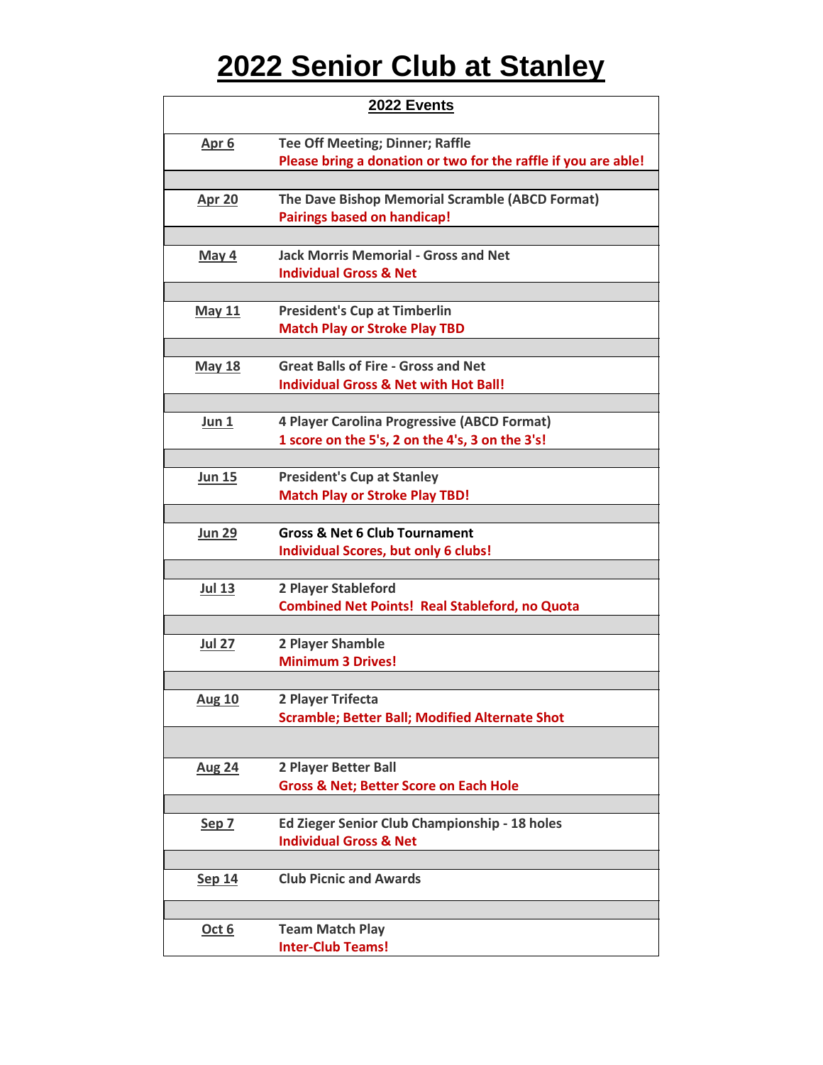# 2022 Senior Club at Stanley

| 2022 Events | |
|---|---|
| Apr 6 | Tee Off Meeting; Dinner; Raffle<br>Please bring a donation or two for the raffle if you are able! |
| Apr 20 | The Dave Bishop Memorial Scramble (ABCD Format)<br>Pairings based on handicap! |
| May 4 | Jack Morris Memorial - Gross and Net<br>Individual Gross & Net |
| May 11 | President's Cup at Timberlin<br>Match Play or Stroke Play TBD |
| May 18 | Great Balls of Fire - Gross and Net<br>Individual Gross & Net with Hot Ball! |
| Jun 1 | 4 Player Carolina Progressive (ABCD Format)<br>1 score on the 5's, 2 on the 4's, 3 on the 3's! |
| Jun 15 | President's Cup at Stanley<br>Match Play or Stroke Play TBD! |
| Jun 29 | Gross & Net 6 Club Tournament<br>Individual Scores, but only 6 clubs! |
| Jul 13 | 2 Player Stableford<br>Combined Net Points! Real Stableford, no Quota |
| Jul 27 | 2 Player Shamble<br>Minimum 3 Drives! |
| Aug 10 | 2 Player Trifecta<br>Scramble; Better Ball; Modified Alternate Shot |
| Aug 24 | 2 Player Better Ball<br>Gross & Net; Better Score on Each Hole |
| Sep 7 | Ed Zieger Senior Club Championship - 18 holes<br>Individual Gross & Net |
| Sep 14 | Club Picnic and Awards |
| Oct 6 | Team Match Play<br>Inter-Club Teams! |